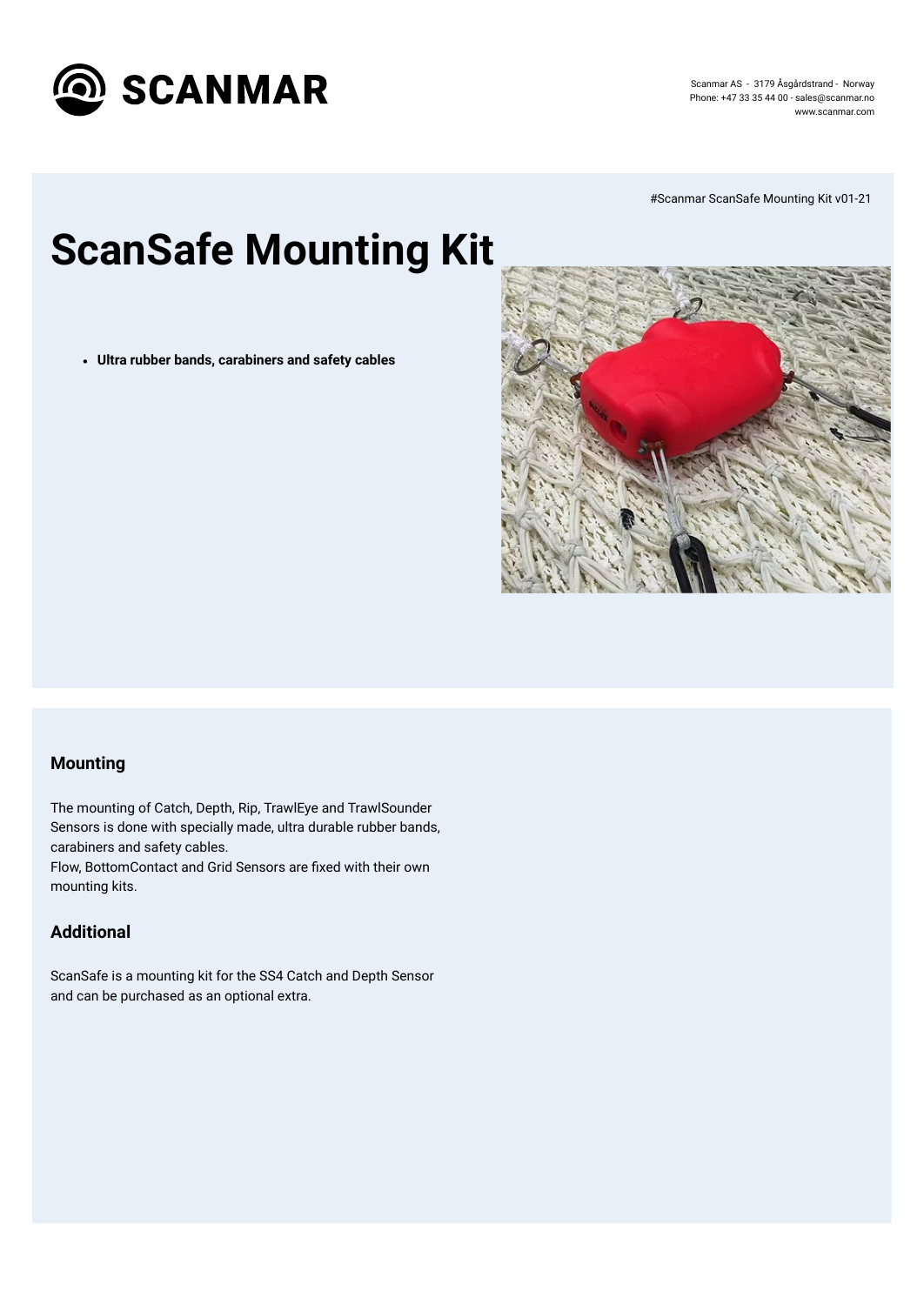#Scanmar ScanSafe Mounting Kit v01-21

# ScanSafe Mounting Kit

- **Ultra rubber bands, carabiners and safety cables**

### Mounting

The mounting of Catch, Depth, Rip, TrawlEye and TrawlSounder Sensors is done with specially made, ultra durable rubber bands, carabiners and safety cables.
Flow, BottomContact and Grid Sensors are fixed with their own mounting kits.

### Additional

ScanSafe is a mounting kit for the SS4 Catch and Depth Sensor and can be purchased as an optional extra.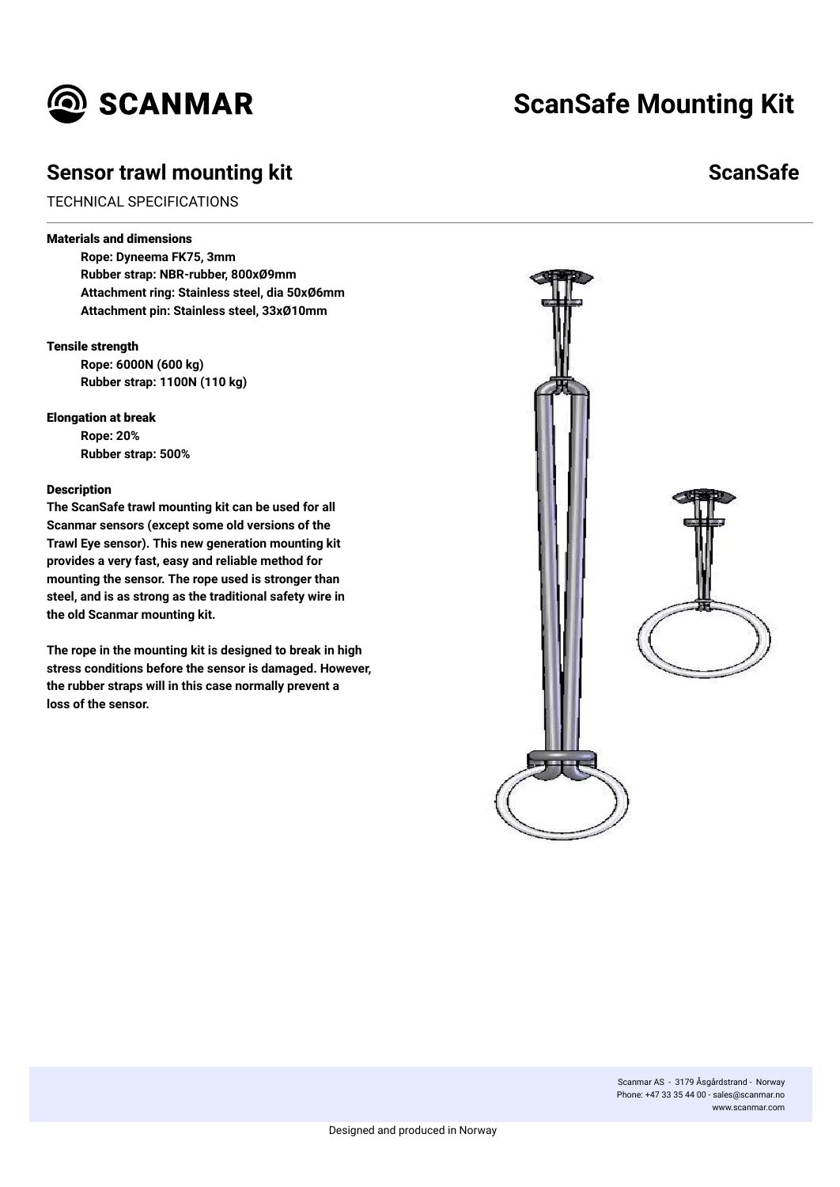# SCANMAR

# ScanSafe Mounting Kit

## Sensor trawl mounting kit

## ScanSafe

TECHNICAL SPECIFICATIONS

**Materials and dimensions**

- **Rope: Dyneema FK75, 3mm**
- **Rubber strap: NBR-rubber, 800xØ9mm**
- **Attachment ring: Stainless steel, dia 50xØ6mm**
- **Attachment pin: Stainless steel, 33xØ10mm**

**Tensile strength**

- **Rope: 6000N (600 kg)**
- **Rubber strap: 1100N (110 kg)**

**Elongation at break**

- **Rope: 20%**
- **Rubber strap: 500%**

**Description**

**The ScanSafe trawl mounting kit can be used for all Scanmar sensors (except some old versions of the Trawl Eye sensor). This new generation mounting kit provides a very fast, easy and reliable method for mounting the sensor. The rope used is stronger than steel, and is as strong as the traditional safety wire in the old Scanmar mounting kit.**

**The rope in the mounting kit is designed to break in high stress conditions before the sensor is damaged. However, the rubber straps will in this case normally prevent a loss of the sensor.**

Scanmar AS - 3179 Åsgårdstrand - Norway
Phone: +47 33 35 44 00 - sales@scanmar.no
www.scanmar.com

Designed and produced in Norway